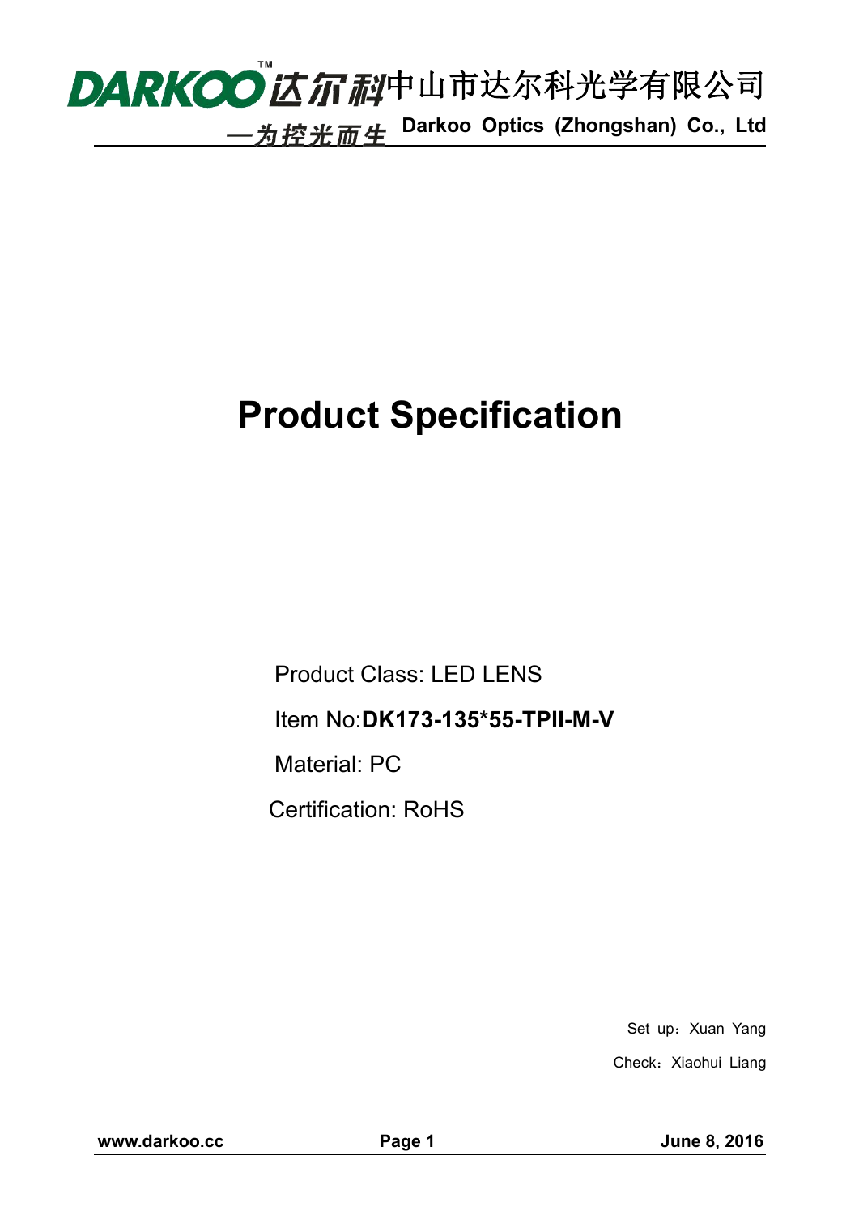DARKOO™ 达尔科 中山市达尔科光学有限公司

—为控光而生 Darkoo Optics (Zhongshan) Co., Ltd

# Product Specification

Product Class: LED LENS

Item No:**DK173-135*55-TPII-M-V**

Material: PC

Certification: RoHS

Set up：Xuan Yang

Check：Xiaohui Liang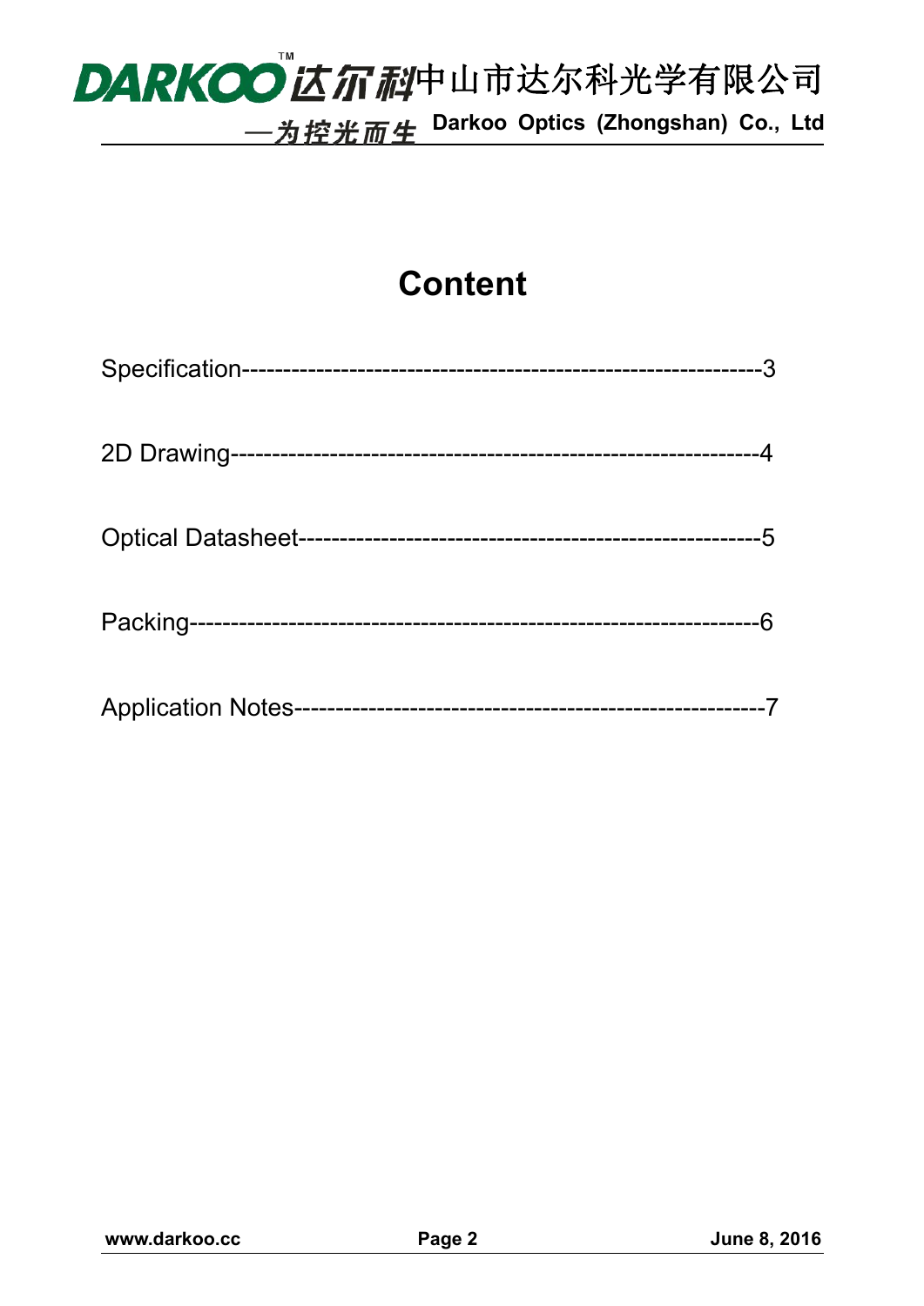# Content

Specification---------------------------------------------------------------3

2D Drawing------------------------------------------------------------------4

Optical Datasheet-------------------------------------------------------5

Packing--------------------------------------------------------------------6

Application Notes--------------------------------------------------------7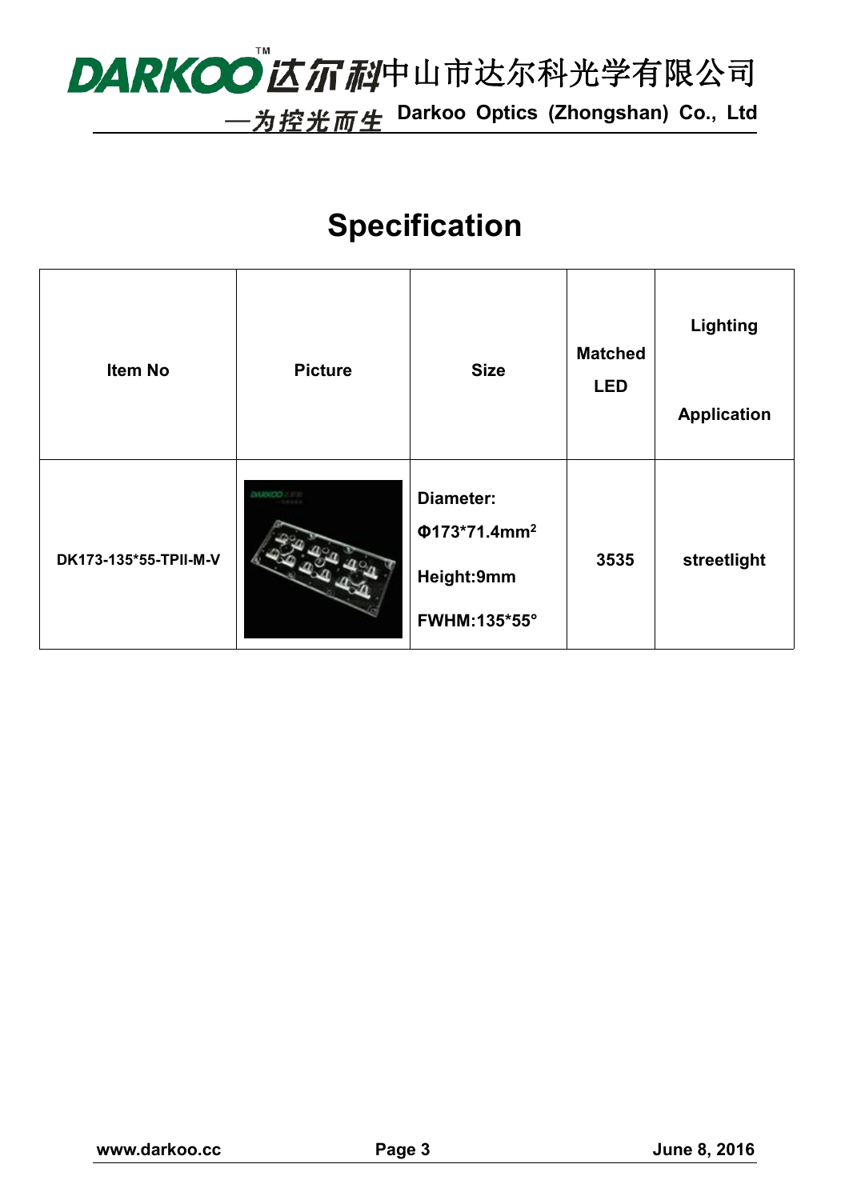# Specification

| Item No | Picture | Size | Matched LED | Lighting Application |
|---|---|---|---|---|
| DK173-135*55-TPII-M-V | | Diameter: Φ173*71.4mm$^2$ Height:9mm FWHM:135*55° | 3535 | streetlight |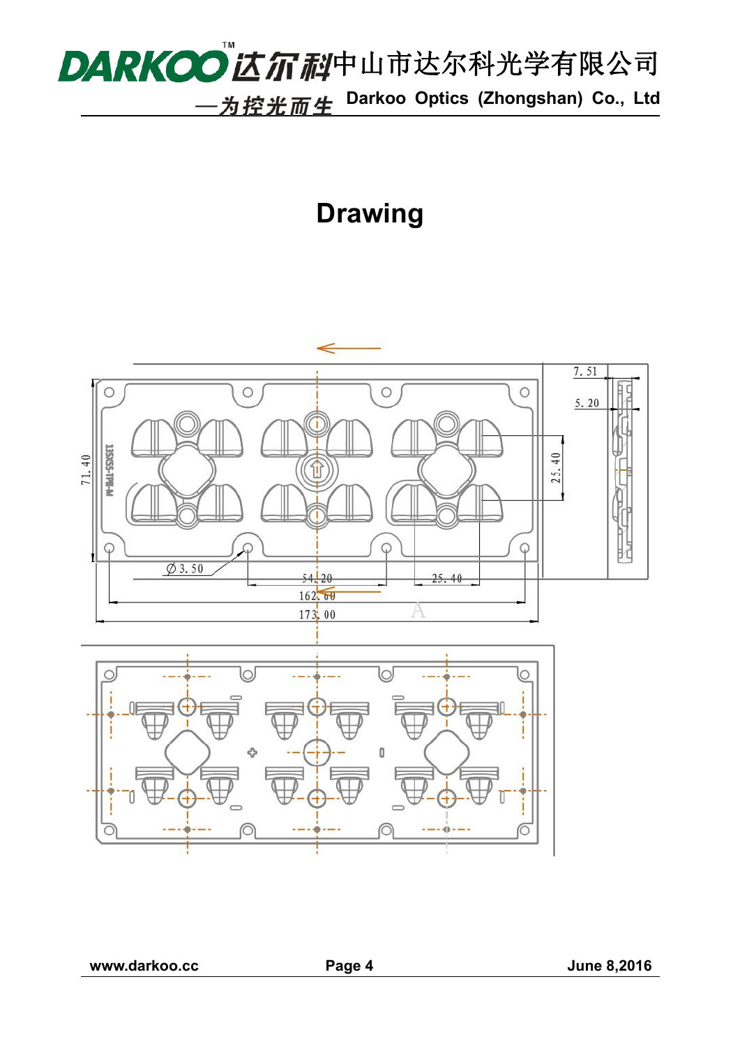# Drawing

7.51

5.20

71.40

25.40

135X55-TPB-M

∅3.50

54.20

25.40

162.60

173.00

A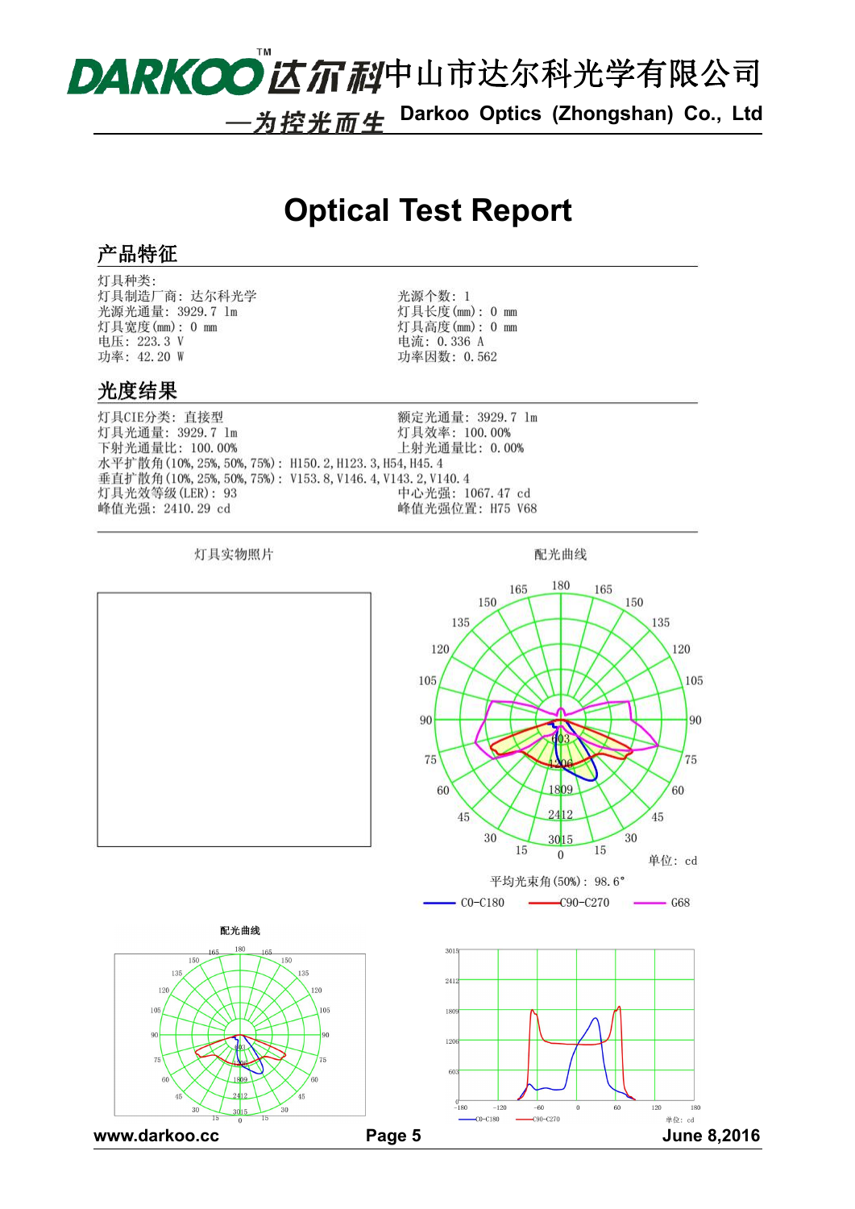# Optical Test Report

## 产品特征

灯具种类:

| | |
|---|---|
| 灯具制造厂商：达尔科光学 | 光源个数：1 |
| 光源光通量：3929.7 lm | 灯具长度(mm)：0 mm |
| 灯具宽度(mm)：0 mm | 灯具高度(mm)：0 mm |
| 电压：223.3 V | 电流：0.336 A |
| 功率：42.20 W | 功率因数：0.562 |

## 光度结果

| | |
|---|---|
| 灯具CIE分类：直接型 | 额定光通量：3929.7 lm |
| 灯具光通量：3929.7 lm | 灯具效率：100.00% |
| 下射光通量比：100.00% | 上射光通量比：0.00% |

水平扩散角(10%, 25%, 50%, 75%)：H150.2, H123.3, H54, H45.4

垂直扩散角(10%, 25%, 50%, 75%)：V153.8, V146.4, V143.2, V140.4

| | |
|---|---|
| 灯具光效等级(LER)：93 | 中心光强：1067.47 cd |
| 峰值光强：2410.29 cd | 峰值光强位置：H75 V68 |

灯具实物照片

配光曲线

单位：cd

平均光束角(50%)：98.6°

C0-C180　C90-C270　G68

配光曲线

单位：cd

C0-C180　C90-C270

www.darkoo.cc　　June 8,2016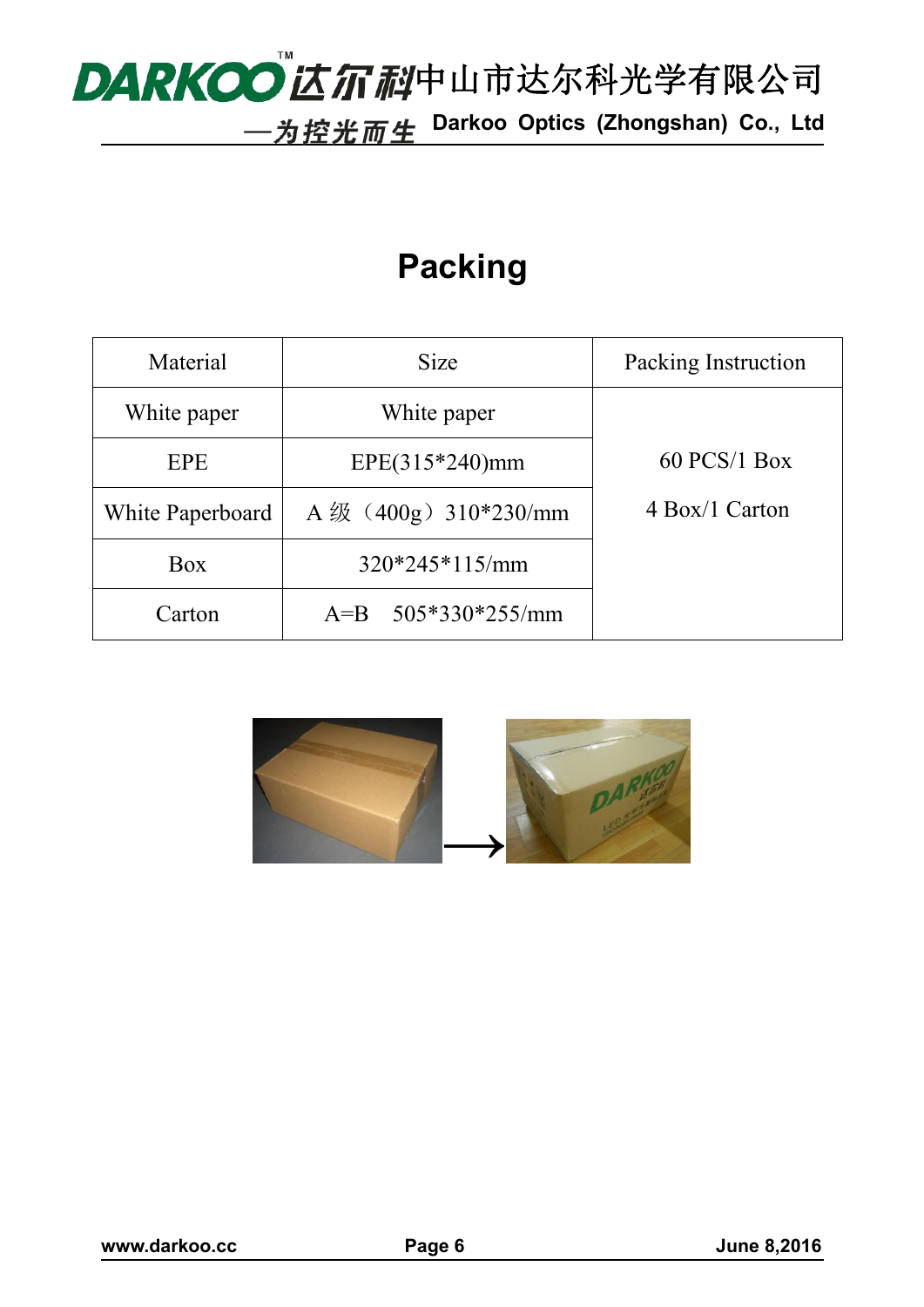# Packing

| Material | Size | Packing Instruction |
| --- | --- | --- |
| White paper | White paper | 60 PCS/1 Box<br>4 Box/1 Carton |
| EPE | EPE(315*240)mm | |
| White Paperboard | A 级（400g）310*230/mm | |
| Box | 320*245*115/mm | |
| Carton | A=B 505*330*255/mm | |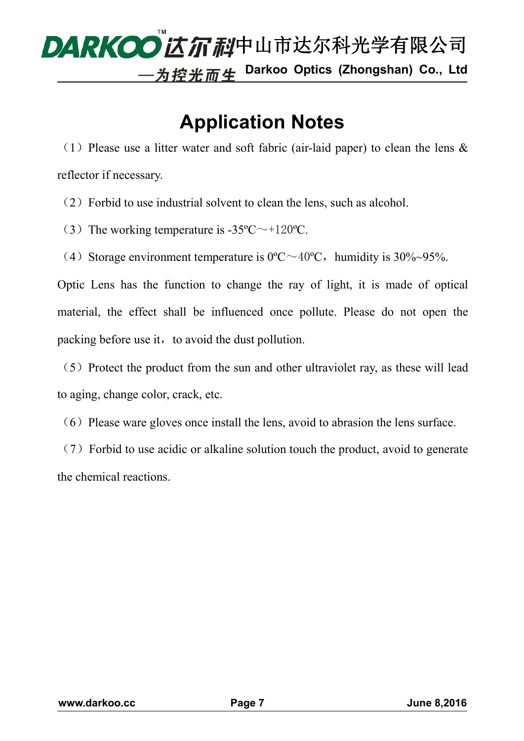# Application Notes

（1）Please use a litter water and soft fabric (air-laid paper) to clean the lens & reflector if necessary.

（2）Forbid to use industrial solvent to clean the lens, such as alcohol.

（3）The working temperature is -35ºC～+120ºC.

（4）Storage environment temperature is 0ºC～40ºC，humidity is 30%~95%.

Optic Lens has the function to change the ray of light, it is made of optical material, the effect shall be influenced once pollute. Please do not open the packing before use it，to avoid the dust pollution.

（5）Protect the product from the sun and other ultraviolet ray, as these will lead to aging, change color, crack, etc.

（6）Please ware gloves once install the lens, avoid to abrasion the lens surface.

（7）Forbid to use acidic or alkaline solution touch the product, avoid to generate the chemical reactions.